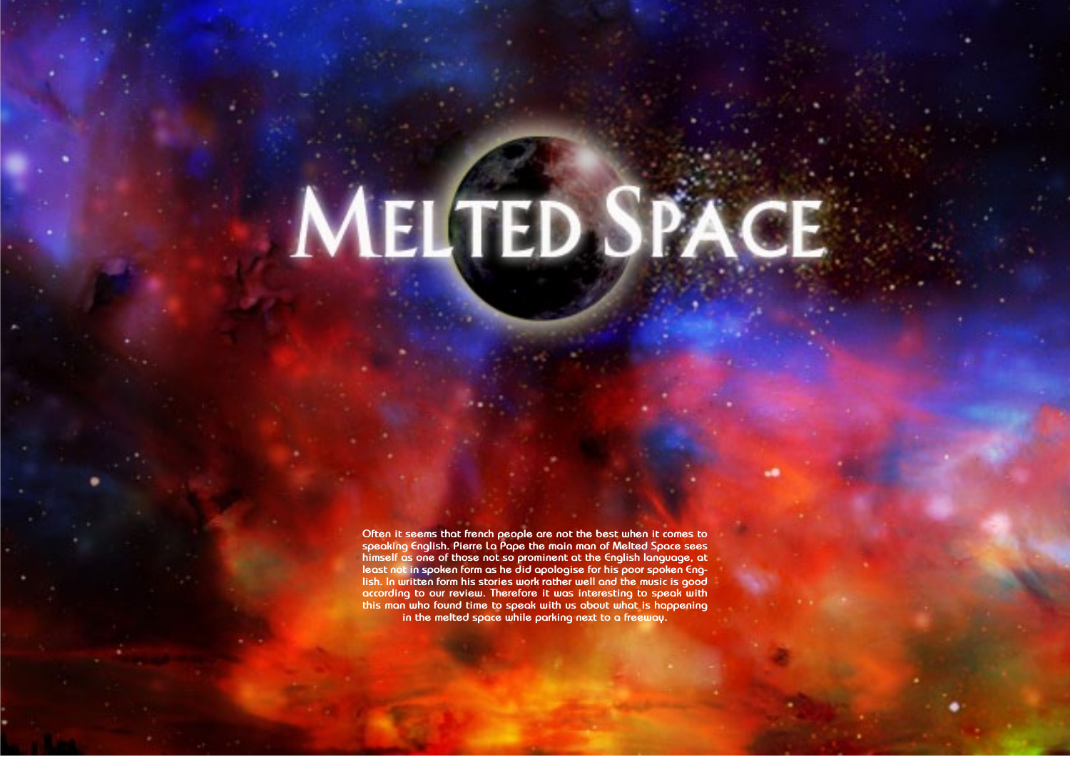# Melted Space

Often it seems that french people are not the best when it comes to speaking English. Pierre La Pape the main man of Melted Space sees himself as one of those not so prominent at the English language, at least not in spoken form as he did apologise for his poor spoken English. In written form his stories work rather well and the music is good according to our review. Therefore it was interesting to speak with this man who found time to speak with us about what is happening in the melted space while parking next to a freeway.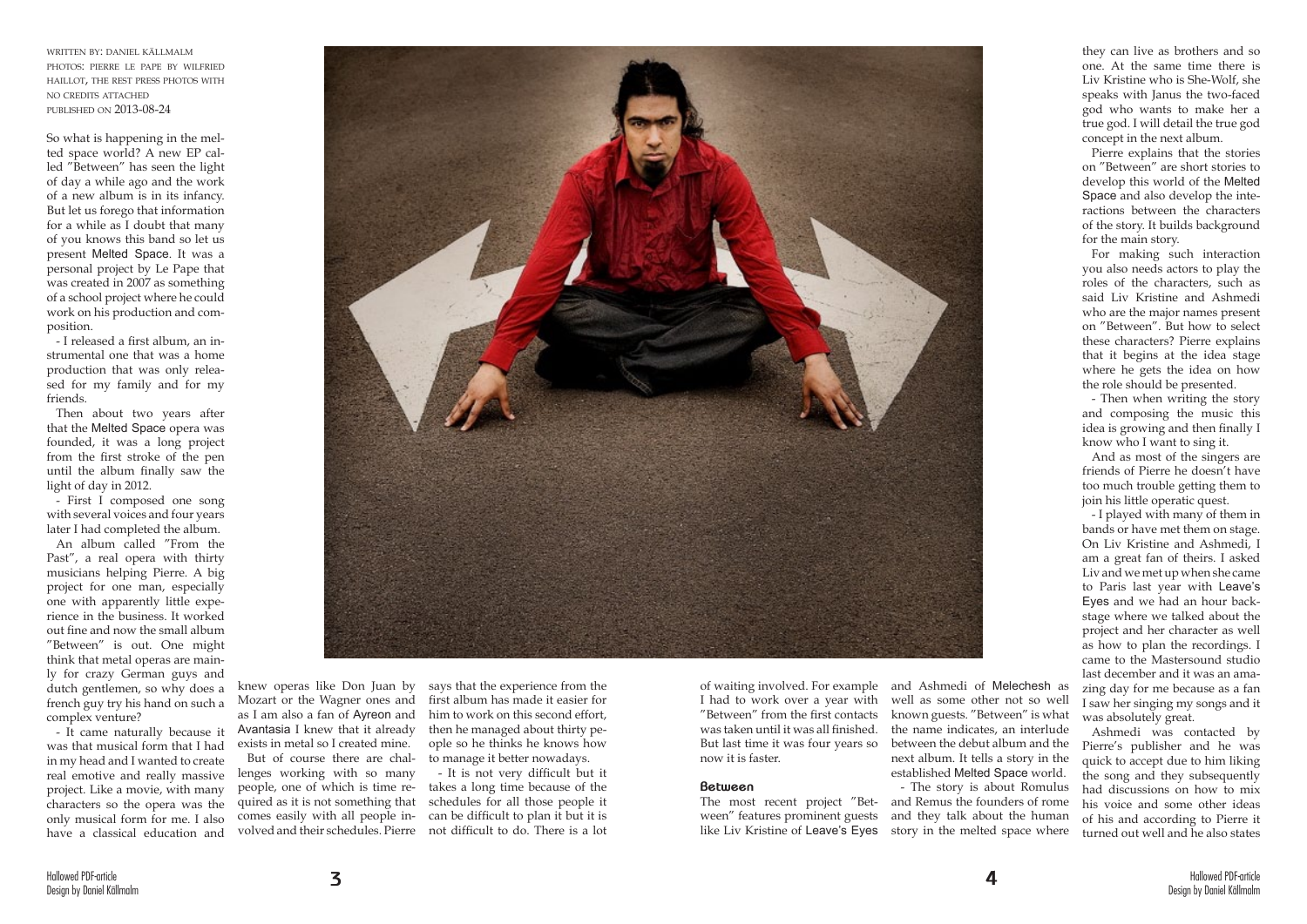WRITTEN BY: DANIEL KÄLLMALM
PHOTOS: PIERRE LE PAPE BY WILFRIED HAILLOT, THE REST PRESS PHOTOS WITH NO CREDITS ATTACHED
PUBLISHED ON 2013-08-24

So what is happening in the melted space world? A new EP called "Between" has seen the light of day a while ago and the work of a new album is in its infancy. But let us forego that information for a while as I doubt that many of you knows this band so let us present Melted Space. It was a personal project by Le Pape that was created in 2007 as something of a school project where he could work on his production and composition.

- I released a first album, an instrumental one that was a home production that was only released for my family and for my friends.

Then about two years after that the Melted Space opera was founded, it was a long project from the first stroke of the pen until the album finally saw the light of day in 2012.

- First I composed one song with several voices and four years later I had completed the album.

An album called "From the Past", a real opera with thirty musicians helping Pierre. A big project for one man, especially one with apparently little experience in the business. It worked out fine and now the small album "Between" is out. One might think that metal operas are mainly for crazy German guys and dutch gentlemen, so why does a french guy try his hand on such a complex venture?

- It came naturally because it was that musical form that I had in my head and I wanted to create real emotive and really massive project. Like a movie, with many characters so the opera was the only musical form for me. I also have a classical education and knew operas like Don Juan by Mozart or the Wagner ones and as I am also a fan of Ayreon and Avantasia I knew that it already exists in metal so I created mine.

But of course there are challenges working with so many people, one of which is time required as it is not something that comes easily with all people involved and their schedules. Pierre says that the experience from the first album has made it easier for him to work on this second effort, then he managed about thirty people so he thinks he knows how to manage it better nowadays.

- It is not very difficult but it takes a long time because of the schedules for all those people it can be difficult to plan it but it is not difficult to do. There is a lot of waiting involved. For example I had to work over a year with "Between" from the first contacts was taken until it was all finished. But last time it was four years so now it is faster.

### Between

The most recent project "Between" features prominent guests like Liv Kristine of Leave's Eyes and Ashmedi of Melechesh as well as some other not so well known guests. "Between" is what the name indicates, an interlude between the debut album and the next album. It tells a story in the established Melted Space world.

- The story is about Romulus and Remus the founders of rome and they talk about the human story in the melted space where they can live as brothers and so one. At the same time there is Liv Kristine who is She-Wolf, she speaks with Janus the two-faced god who wants to make her a true god. I will detail the true god concept in the next album.

Pierre explains that the stories on "Between" are short stories to develop this world of the Melted Space and also develop the interactions between the characters of the story. It builds background for the main story.

For making such interaction you also needs actors to play the roles of the characters, such as said Liv Kristine and Ashmedi who are the major names present on "Between". But how to select these characters? Pierre explains that it begins at the idea stage where he gets the idea on how the role should be presented.

- Then when writing the story and composing the music this idea is growing and then finally I know who I want to sing it.

And as most of the singers are friends of Pierre he doesn't have too much trouble getting them to join his little operatic quest.

- I played with many of them in bands or have met them on stage. On Liv Kristine and Ashmedi, I am a great fan of theirs. I asked Liv and we met up when she came to Paris last year with Leave's Eyes and we had an hour backstage where we talked about the project and her character as well as how to plan the recordings. I came to the Mastersound studio last december and it was an amazing day for me because as a fan I saw her singing my songs and it was absolutely great.

Ashmedi was contacted by Pierre's publisher and he was quick to accept due to him liking the song and they subsequently had discussions on how to mix his voice and some other ideas of his and according to Pierre it turned out well and he also states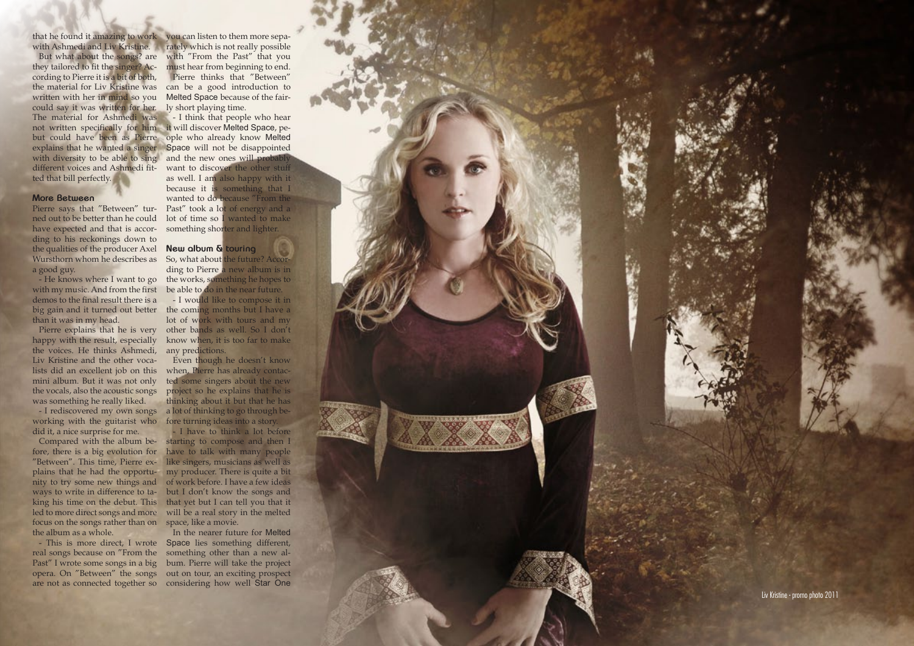that he found it amazing to work with Ashmedi and Liv Kristine.

But what about the songs? are they tailored to fit the singer? According to Pierre it is a bit of both, the material for Liv Kristine was written with her in mind so you could say it was written for her. The material for Ashmedi was not written specifically for him but could have been as Pierre explains that he wanted a singer with diversity to be able to sing different voices and Ashmedi fitted that bill perfectly.

### More Between

Pierre says that "Between" turned out to be better than he could have expected and that is according to his reckonings down to the qualities of the producer Axel Wursthorn whom he describes as a good guy.

- He knows where I want to go with my music. And from the first demos to the final result there is a big gain and it turned out better than it was in my head.

Pierre explains that he is very happy with the result, especially the voices. He thinks Ashmedi, Liv Kristine and the other vocalists did an excellent job on this mini album. But it was not only the vocals, also the acoustic songs was something he really liked.

- I rediscovered my own songs working with the guitarist who did it, a nice surprise for me.

Compared with the album before, there is a big evolution for "Between". This time, Pierre explains that he had the opportunity to try some new things and ways to write in difference to taking his time on the debut. This led to more direct songs and more focus on the songs rather than on the album as a whole.

- This is more direct, I wrote real songs because on "From the Past" I wrote some songs in a big opera. On "Between" the songs are not as connected together so you can listen to them more separately which is not really possible with "From the Past" that you must hear from beginning to end.

Pierre thinks that "Between" can be a good introduction to Melted Space because of the fairly short playing time.

- I think that people who hear it will discover Melted Space, people who already know Melted Space will not be disappointed and the new ones will probably want to discover the other stuff as well. I am also happy with it because it is something that I wanted to do because "From the Past" took a lot of energy and a lot of time so I wanted to make something shorter and lighter.

### New album & touring

So, what about the future? According to Pierre a new album is in the works, something he hopes to be able to do in the near future.

- I would like to compose it in the coming months but I have a lot of work with tours and my other bands as well. So I don't know when, it is too far to make any predictions.

Even though he doesn't know when, Pierre has already contacted some singers about the new project so he explains that he is thinking about it but that he has a lot of thinking to go through before turning ideas into a story.

- I have to think a lot before starting to compose and then I have to talk with many people like singers, musicians as well as my producer. There is quite a bit of work before. I have a few ideas but I don't know the songs and that yet but I can tell you that it will be a real story in the melted space, like a movie.

In the nearer future for Melted Space lies something different, something other than a new album. Pierre will take the project out on tour, an exciting prospect considering how well Star One

Liv Kristine - promo photo 2011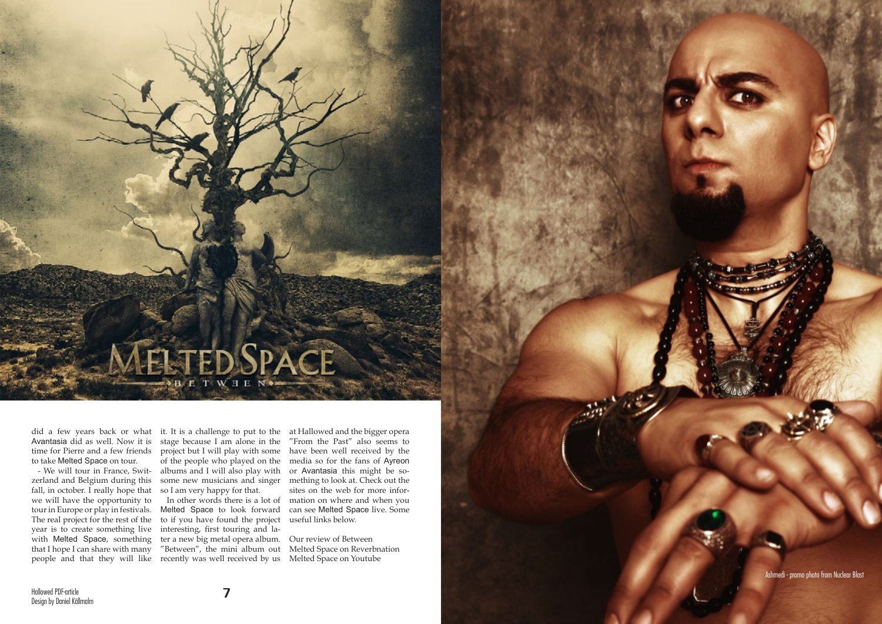did a few years back or what Avantasia did as well. Now it is time for Pierre and a few friends to take Melted Space on tour.

- We will tour in France, Switzerland and Belgium during this fall, in october. I really hope that we will have the opportunity to tour in Europe or play in festivals. The real project for the rest of the year is to create something live with Melted Space, something that I hope I can share with many people and that they will like it. It is a challenge to put to the stage because I am alone in the project but I will play with some of the people who played on the albums and I will also play with some new musicians and singer so I am very happy for that.

In other words there is a lot of Melted Space to look forward to if you have found the project interesting, first touring and later a new big metal opera album. "Between", the mini album out recently was well received by us at Hallowed and the bigger opera "From the Past" also seems to have been well received by the media so for the fans of Ayreon or Avantasia this might be something to look at. Check out the sites on the web for more information on where and when you can see Melted Space live. Some useful links below.

Our review of Between
Melted Space on Reverbnation
Melted Space on Youtube

Ashmedi - promo photo from Nuclear Blast